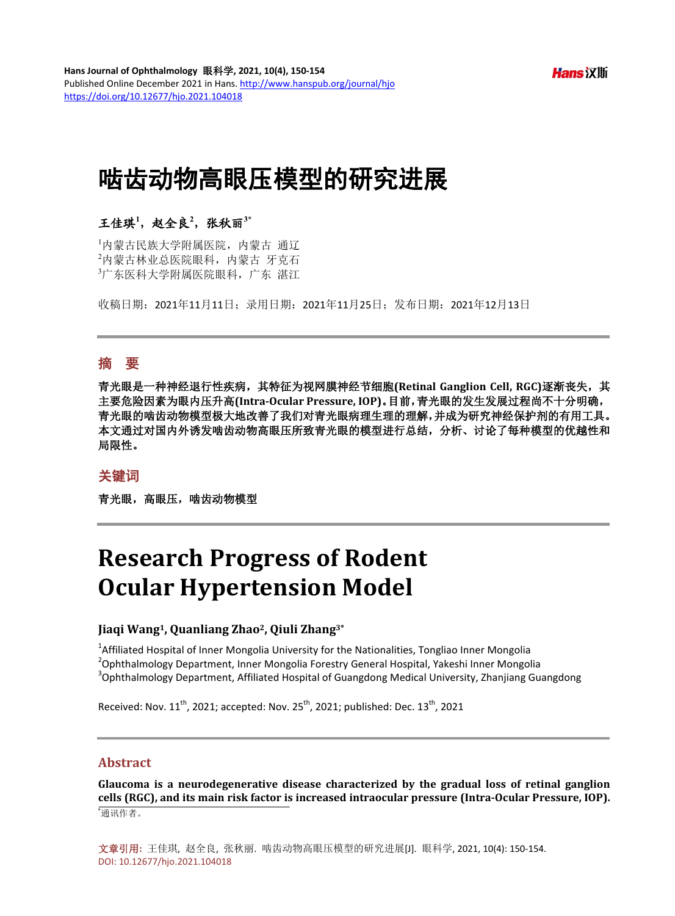# 啮齿动物高眼压模型的研究进展

**王佳琪[1]，赵全良[2]，张秋丽[3*]**

[1]内蒙古民族大学附属医院，内蒙古 通辽
[2]内蒙古林业总医院眼科，内蒙古 牙克石
[3]广东医科大学附属医院眼科，广东 湛江

收稿日期：2021年11月11日；录用日期：2021年11月25日；发布日期：2021年12月13日

## 摘 要

**青光眼是一种神经退行性疾病，其特征为视网膜神经节细胞(Retinal Ganglion Cell, RGC)逐渐丧失，其主要危险因素为眼内压升高(Intra-Ocular Pressure, IOP)。目前，青光眼的发生发展过程尚不十分明确，青光眼的啮齿动物模型极大地改善了我们对青光眼病理生理的理解，并成为研究神经保护剂的有用工具。本文通过对国内外诱发啮齿动物高眼压所致青光眼的模型进行总结，分析、讨论了每种模型的优越性和局限性。**

## 关键词

**青光眼，高眼压，啮齿动物模型**

# Research Progress of Rodent Ocular Hypertension Model

**Jiaqi Wang[1], Quanliang Zhao[2], Qiuli Zhang[3*]**

[1]Affiliated Hospital of Inner Mongolia University for the Nationalities, Tongliao Inner Mongolia
[2]Ophthalmology Department, Inner Mongolia Forestry General Hospital, Yakeshi Inner Mongolia
[3]Ophthalmology Department, Affiliated Hospital of Guangdong Medical University, Zhanjiang Guangdong

Received: Nov. 11th, 2021; accepted: Nov. 25th, 2021; published: Dec. 13th, 2021

## Abstract

**Glaucoma is a neurodegenerative disease characterized by the gradual loss of retinal ganglion cells (RGC), and its main risk factor is increased intraocular pressure (Intra-Ocular Pressure, IOP).**

*通讯作者。

**文章引用:** 王佳琪, 赵全良, 张秋丽. 啮齿动物高眼压模型的研究进展[J]. 眼科学, 2021, 10(4): 150-154.
DOI: 10.12677/hjo.2021.104018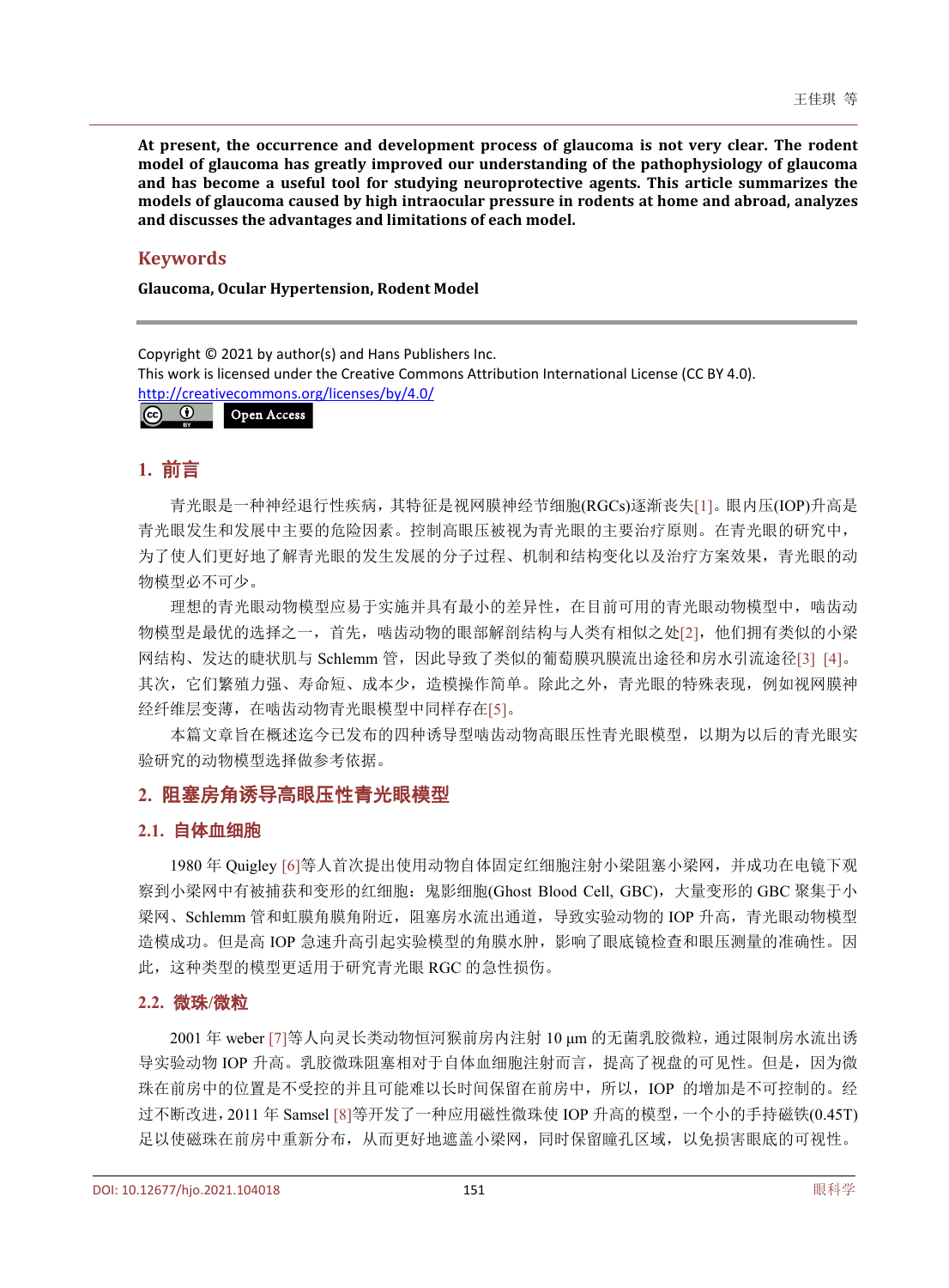**At present, the occurrence and development process of glaucoma is not very clear. The rodent model of glaucoma has greatly improved our understanding of the pathophysiology of glaucoma and has become a useful tool for studying neuroprotective agents. This article summarizes the models of glaucoma caused by high intraocular pressure in rodents at home and abroad, analyzes and discusses the advantages and limitations of each model.**

## Keywords

**Glaucoma, Ocular Hypertension, Rodent Model**

Copyright © 2021 by author(s) and Hans Publishers Inc.
This work is licensed under the Creative Commons Attribution International License (CC BY 4.0).
http://creativecommons.org/licenses/by/4.0/

Open Access

## 1. 前言

青光眼是一种神经退行性疾病，其特征是视网膜神经节细胞(RGCs)逐渐丧失[1]。眼内压(IOP)升高是青光眼发生和发展中主要的危险因素。控制高眼压被视为青光眼的主要治疗原则。在青光眼的研究中，为了使人们更好地了解青光眼的发生发展的分子过程、机制和结构变化以及治疗方案效果，青光眼的动物模型必不可少。

理想的青光眼动物模型应易于实施并具有最小的差异性，在目前可用的青光眼动物模型中，啮齿动物模型是最优的选择之一，首先，啮齿动物的眼部解剖结构与人类有相似之处[2]，他们拥有类似的小梁网结构、发达的睫状肌与 Schlemm 管，因此导致了类似的葡萄膜巩膜流出途径和房水引流途径[3] [4]。其次，它们繁殖力强、寿命短、成本少，造模操作简单。除此之外，青光眼的特殊表现，例如视网膜神经纤维层变薄，在啮齿动物青光眼模型中同样存在[5]。

本篇文章旨在概述迄今已发布的四种诱导型啮齿动物高眼压性青光眼模型，以期为以后的青光眼实验研究的动物模型选择做参考依据。

## 2. 阻塞房角诱导高眼压性青光眼模型

### 2.1. 自体血细胞

1980 年 Quigley [6]等人首次提出使用动物自体固定红细胞注射小梁阻塞小梁网，并成功在电镜下观察到小梁网中有被捕获和变形的红细胞：鬼影细胞(Ghost Blood Cell, GBC)，大量变形的 GBC 聚集于小梁网、Schlemm 管和虹膜角膜角附近，阻塞房水流出通道，导致实验动物的 IOP 升高，青光眼动物模型造模成功。但是高 IOP 急速升高引起实验模型的角膜水肿，影响了眼底镜检查和眼压测量的准确性。因此，这种类型的模型更适用于研究青光眼 RGC 的急性损伤。

### 2.2. 微珠/微粒

2001 年 weber [7]等人向灵长类动物恒河猴前房内注射 10 μm 的无菌乳胶微粒，通过限制房水流出诱导实验动物 IOP 升高。乳胶微珠阻塞相对于自体血细胞注射而言，提高了视盘的可见性。但是，因为微珠在前房中的位置是不受控的并且可能难以长时间保留在前房中，所以，IOP 的增加是不可控制的。经过不断改进，2011 年 Samsel [8]等开发了一种应用磁性微珠使 IOP 升高的模型，一个小的手持磁铁(0.45T)足以使磁珠在前房中重新分布，从而更好地遮盖小梁网，同时保留瞳孔区域，以免损害眼底的可视性。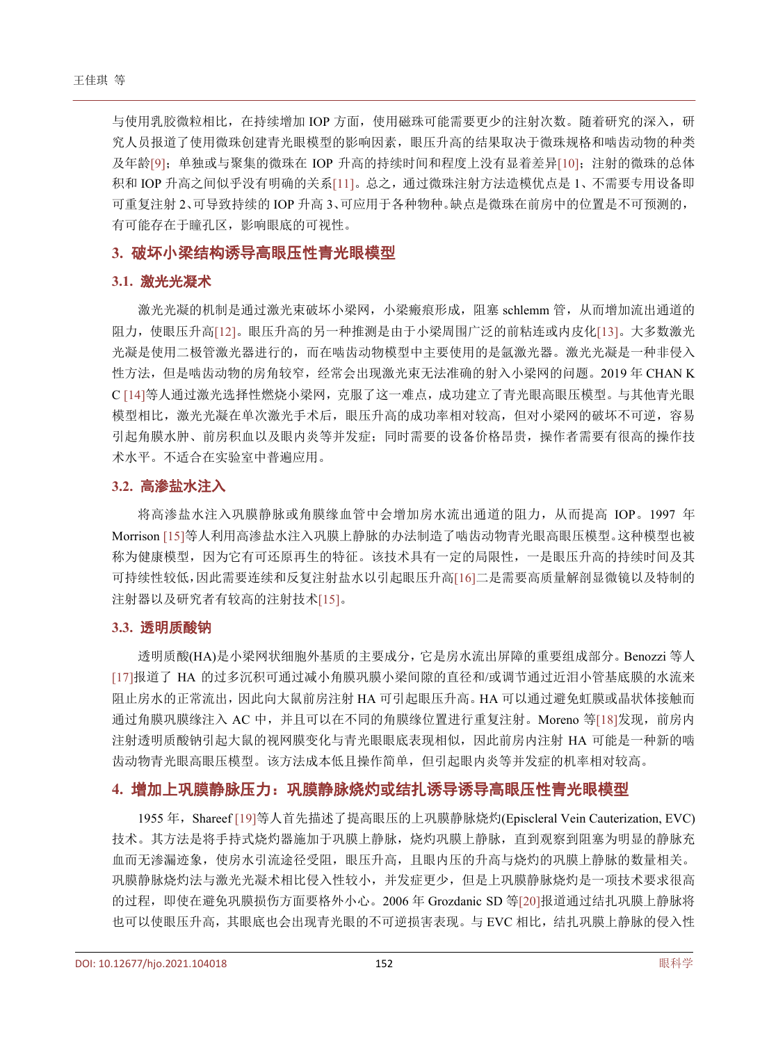与使用乳胶微粒相比，在持续增加 IOP 方面，使用磁珠可能需要更少的注射次数。随着研究的深入，研究人员报道了使用微珠创建青光眼模型的影响因素，眼压升高的结果取决于微珠规格和啮齿动物的种类及年龄[9]；单独或与聚集的微珠在 IOP 升高的持续时间和程度上没有显着差异[10]；注射的微珠的总体积和 IOP 升高之间似乎没有明确的关系[11]。总之，通过微珠注射方法造模优点是 1、不需要专用设备即可重复注射 2、可导致持续的 IOP 升高 3、可应用于各种物种。缺点是微珠在前房中的位置是不可预测的，有可能存在于瞳孔区，影响眼底的可视性。

## 3. 破坏小梁结构诱导高眼压性青光眼模型

### 3.1. 激光光凝术

激光光凝的机制是通过激光束破坏小梁网，小梁瘢痕形成，阻塞 schlemm 管，从而增加流出通道的阻力，使眼压升高[12]。眼压升高的另一种推测是由于小梁周围广泛的前粘连或内皮化[13]。大多数激光光凝是使用二极管激光器进行的，而在啮齿动物模型中主要使用的是氩激光器。激光光凝是一种非侵入性方法，但是啮齿动物的房角较窄，经常会出现激光束无法准确的射入小梁网的问题。2019 年 CHAN K C [14]等人通过激光选择性燃烧小梁网，克服了这一难点，成功建立了青光眼高眼压模型。与其他青光眼模型相比，激光光凝在单次激光手术后，眼压升高的成功率相对较高，但对小梁网的破坏不可逆，容易引起角膜水肿、前房积血以及眼内炎等并发症；同时需要的设备价格昂贵，操作者需要有很高的操作技术水平。不适合在实验室中普遍应用。

### 3.2. 高渗盐水注入

将高渗盐水注入巩膜静脉或角膜缘血管中会增加房水流出通道的阻力，从而提高 IOP。1997 年 Morrison [15]等人利用高渗盐水注入巩膜上静脉的办法制造了啮齿动物青光眼高眼压模型。这种模型也被称为健康模型，因为它有可还原再生的特征。该技术具有一定的局限性，一是眼压升高的持续时间及其可持续性较低，因此需要连续和反复注射盐水以引起眼压升高[16]二是需要高质量解剖显微镜以及特制的注射器以及研究者有较高的注射技术[15]。

### 3.3. 透明质酸钠

透明质酸(HA)是小梁网状细胞外基质的主要成分，它是房水流出屏障的重要组成部分。Benozzi 等人[17]报道了 HA 的过多沉积可通过减小角膜巩膜小梁间隙的直径和/或调节通过近泪小管基底膜的水流来阻止房水的正常流出，因此向大鼠前房注射 HA 可引起眼压升高。HA 可以通过避免虹膜或晶状体接触而通过角膜巩膜缘注入 AC 中，并且可以在不同的角膜缘位置进行重复注射。Moreno 等[18]发现，前房内注射透明质酸钠引起大鼠的视网膜变化与青光眼眼底表现相似，因此前房内注射 HA 可能是一种新的啮齿动物青光眼高眼压模型。该方法成本低且操作简单，但引起眼内炎等并发症的机率相对较高。

## 4. 增加上巩膜静脉压力：巩膜静脉烧灼或结扎诱导诱导高眼压性青光眼模型

1955 年，Shareef [19]等人首先描述了提高眼压的上巩膜静脉烧灼(Episcleral Vein Cauterization, EVC)技术。其方法是将手持式烧灼器施加于巩膜上静脉，烧灼巩膜上静脉，直到观察到阻塞为明显的静脉充血而无渗漏迹象，使房水引流途径受阻，眼压升高，且眼内压的升高与烧灼的巩膜上静脉的数量相关。巩膜静脉烧灼法与激光光凝术相比侵入性较小，并发症更少，但是上巩膜静脉烧灼是一项技术要求很高的过程，即使在避免巩膜损伤方面要格外小心。2006 年 Grozdanic SD 等[20]报道通过结扎巩膜上静脉将也可以使眼压升高，其眼底也会出现青光眼的不可逆损害表现。与 EVC 相比，结扎巩膜上静脉的侵入性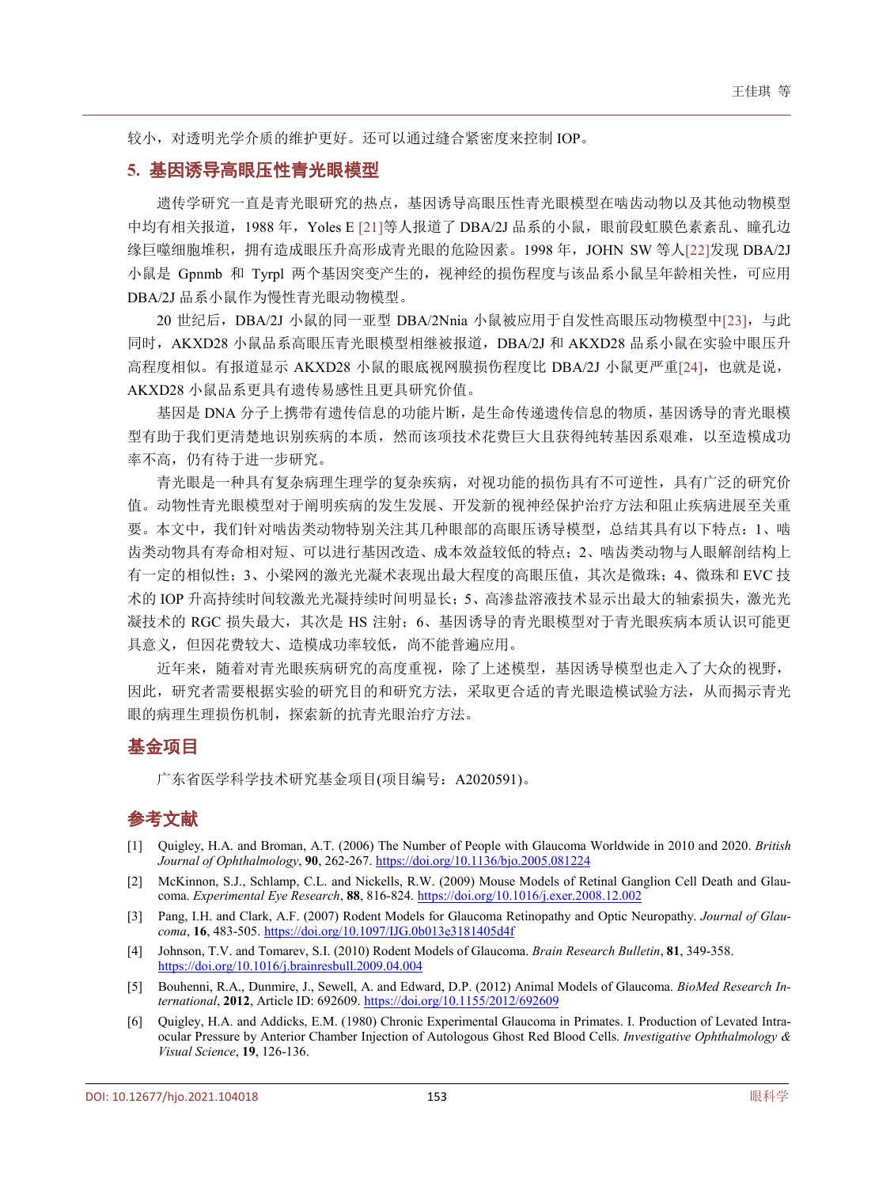较小，对透明光学介质的维护更好。还可以通过缝合紧密度来控制 IOP。

## 5. 基因诱导高眼压性青光眼模型

遗传学研究一直是青光眼研究的热点，基因诱导高眼压性青光眼模型在啮齿动物以及其他动物模型中均有相关报道，1988 年，Yoles E [21]等人报道了 DBA/2J 品系的小鼠，眼前段虹膜色素紊乱、瞳孔边缘巨噬细胞堆积，拥有造成眼压升高形成青光眼的危险因素。1998 年，JOHN SW 等人[22]发现 DBA/2J 小鼠是 Gpnmb 和 Tyrpl 两个基因突变产生的，视神经的损伤程度与该品系小鼠呈年龄相关性，可应用 DBA/2J 品系小鼠作为慢性青光眼动物模型。

20 世纪后，DBA/2J 小鼠的同一亚型 DBA/2Nnia 小鼠被应用于自发性高眼压动物模型中[23]，与此同时，AKXD28 小鼠品系高眼压青光眼模型相继被报道，DBA/2J 和 AKXD28 品系小鼠在实验中眼压升高程度相似。有报道显示 AKXD28 小鼠的眼底视网膜损伤程度比 DBA/2J 小鼠更严重[24]，也就是说，AKXD28 小鼠品系更具有遗传易感性且更具研究价值。

基因是 DNA 分子上携带有遗传信息的功能片断，是生命传递遗传信息的物质，基因诱导的青光眼模型有助于我们更清楚地识别疾病的本质，然而该项技术花费巨大且获得纯转基因系艰难，以至造模成功率不高，仍有待于进一步研究。

青光眼是一种具有复杂病理生理学的复杂疾病，对视功能的损伤具有不可逆性，具有广泛的研究价值。动物性青光眼模型对于阐明疾病的发生发展、开发新的视神经保护治疗方法和阻止疾病进展至关重要。本文中，我们针对啮齿类动物特别关注其几种眼部的高眼压诱导模型，总结其具有以下特点：1、啮齿类动物具有寿命相对短、可以进行基因改造、成本效益较低的特点；2、啮齿类动物与人眼解剖结构上有一定的相似性；3、小梁网的激光光凝术表现出最大程度的高眼压值，其次是微珠；4、微珠和 EVC 技术的 IOP 升高持续时间较激光光凝持续时间明显长；5、高渗盐溶液技术显示出最大的轴索损失，激光光凝技术的 RGC 损失最大，其次是 HS 注射；6、基因诱导的青光眼模型对于青光眼疾病本质认识可能更具意义，但因花费较大、造模成功率较低，尚不能普遍应用。

近年来，随着对青光眼疾病研究的高度重视，除了上述模型，基因诱导模型也走入了大众的视野，因此，研究者需要根据实验的研究目的和研究方法，采取更合适的青光眼造模试验方法，从而揭示青光眼的病理生理损伤机制，探索新的抗青光眼治疗方法。

## 基金项目

广东省医学科学技术研究基金项目(项目编号：A2020591)。

## 参考文献

[1] Quigley, H.A. and Broman, A.T. (2006) The Number of People with Glaucoma Worldwide in 2010 and 2020. *British Journal of Ophthalmology*, **90**, 262-267. https://doi.org/10.1136/bjo.2005.081224

[2] McKinnon, S.J., Schlamp, C.L. and Nickells, R.W. (2009) Mouse Models of Retinal Ganglion Cell Death and Glaucoma. *Experimental Eye Research*, **88**, 816-824. https://doi.org/10.1016/j.exer.2008.12.002

[3] Pang, I.H. and Clark, A.F. (2007) Rodent Models for Glaucoma Retinopathy and Optic Neuropathy. *Journal of Glaucoma*, **16**, 483-505. https://doi.org/10.1097/IJG.0b013e3181405d4f

[4] Johnson, T.V. and Tomarev, S.I. (2010) Rodent Models of Glaucoma. *Brain Research Bulletin*, **81**, 349-358. https://doi.org/10.1016/j.brainresbull.2009.04.004

[5] Bouhenni, R.A., Dunmire, J., Sewell, A. and Edward, D.P. (2012) Animal Models of Glaucoma. *BioMed Research International*, **2012**, Article ID: 692609. https://doi.org/10.1155/2012/692609

[6] Quigley, H.A. and Addicks, E.M. (1980) Chronic Experimental Glaucoma in Primates. I. Production of Levated Intraocular Pressure by Anterior Chamber Injection of Autologous Ghost Red Blood Cells. *Investigative Ophthalmology & Visual Science*, **19**, 126-136.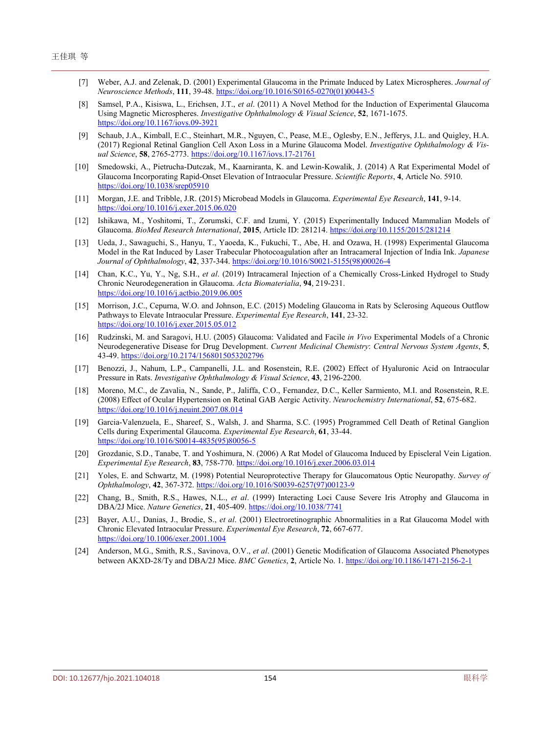[7] Weber, A.J. and Zelenak, D. (2001) Experimental Glaucoma in the Primate Induced by Latex Microspheres. *Journal of Neuroscience Methods*, **111**, 39-48. https://doi.org/10.1016/S0165-0270(01)00443-5

[8] Samsel, P.A., Kisiswa, L., Erichsen, J.T., *et al*. (2011) A Novel Method for the Induction of Experimental Glaucoma Using Magnetic Microspheres. *Investigative Ophthalmology & Visual Science*, **52**, 1671-1675. https://doi.org/10.1167/iovs.09-3921

[9] Schaub, J.A., Kimball, E.C., Steinhart, M.R., Nguyen, C., Pease, M.E., Oglesby, E.N., Jefferys, J.L. and Quigley, H.A. (2017) Regional Retinal Ganglion Cell Axon Loss in a Murine Glaucoma Model. *Investigative Ophthalmology & Visual Science*, **58**, 2765-2773. https://doi.org/10.1167/iovs.17-21761

[10] Smedowski, A., Pietrucha-Dutczak, M., Kaarniranta, K. and Lewin-Kowalik, J. (2014) A Rat Experimental Model of Glaucoma Incorporating Rapid-Onset Elevation of Intraocular Pressure. *Scientific Reports*, **4**, Article No. 5910. https://doi.org/10.1038/srep05910

[11] Morgan, J.E. and Tribble, J.R. (2015) Microbead Models in Glaucoma. *Experimental Eye Research*, **141**, 9-14. https://doi.org/10.1016/j.exer.2015.06.020

[12] Ishikawa, M., Yoshitomi, T., Zorumski, C.F. and Izumi, Y. (2015) Experimentally Induced Mammalian Models of Glaucoma. *BioMed Research International*, **2015**, Article ID: 281214. https://doi.org/10.1155/2015/281214

[13] Ueda, J., Sawaguchi, S., Hanyu, T., Yaoeda, K., Fukuchi, T., Abe, H. and Ozawa, H. (1998) Experimental Glaucoma Model in the Rat Induced by Laser Trabecular Photocoagulation after an Intracameral Injection of India Ink. *Japanese Journal of Ophthalmology*, **42**, 337-344. https://doi.org/10.1016/S0021-5155(98)00026-4

[14] Chan, K.C., Yu, Y., Ng, S.H., *et al*. (2019) Intracameral Injection of a Chemically Cross-Linked Hydrogel to Study Chronic Neurodegeneration in Glaucoma. *Acta Biomaterialia*, **94**, 219-231. https://doi.org/10.1016/j.actbio.2019.06.005

[15] Morrison, J.C., Cepurna, W.O. and Johnson, E.C. (2015) Modeling Glaucoma in Rats by Sclerosing Aqueous Outflow Pathways to Elevate Intraocular Pressure. *Experimental Eye Research*, **141**, 23-32. https://doi.org/10.1016/j.exer.2015.05.012

[16] Rudzinski, M. and Saragovi, H.U. (2005) Glaucoma: Validated and Facile *in Vivo* Experimental Models of a Chronic Neurodegenerative Disease for Drug Development. *Current Medicinal Chemistry*: *Central Nervous System Agents*, **5**, 43-49. https://doi.org/10.2174/1568015053202796

[17] Benozzi, J., Nahum, L.P., Campanelli, J.L. and Rosenstein, R.E. (2002) Effect of Hyaluronic Acid on Intraocular Pressure in Rats. *Investigative Ophthalmology & Visual Science*, **43**, 2196-2200.

[18] Moreno, M.C., de Zavalia, N., Sande, P., Jaliffa, C.O., Fernandez, D.C., Keller Sarmiento, M.I. and Rosenstein, R.E. (2008) Effect of Ocular Hypertension on Retinal GAB Aergic Activity. *Neurochemistry International*, **52**, 675-682. https://doi.org/10.1016/j.neuint.2007.08.014

[19] Garcia-Valenzuela, E., Shareef, S., Walsh, J. and Sharma, S.C. (1995) Programmed Cell Death of Retinal Ganglion Cells during Experimental Glaucoma. *Experimental Eye Research*, **61**, 33-44. https://doi.org/10.1016/S0014-4835(95)80056-5

[20] Grozdanic, S.D., Tanabe, T. and Yoshimura, N. (2006) A Rat Model of Glaucoma Induced by Episcleral Vein Ligation. *Experimental Eye Research*, **83**, 758-770. https://doi.org/10.1016/j.exer.2006.03.014

[21] Yoles, E. and Schwartz, M. (1998) Potential Neuroprotective Therapy for Glaucomatous Optic Neuropathy. *Survey of Ophthalmology*, **42**, 367-372. https://doi.org/10.1016/S0039-6257(97)00123-9

[22] Chang, B., Smith, R.S., Hawes, N.L., *et al*. (1999) Interacting Loci Cause Severe Iris Atrophy and Glaucoma in DBA/2J Mice. *Nature Genetics*, **21**, 405-409. https://doi.org/10.1038/7741

[23] Bayer, A.U., Danias, J., Brodie, S., *et al*. (2001) Electroretinographic Abnormalities in a Rat Glaucoma Model with Chronic Elevated Intraocular Pressure. *Experimental Eye Research*, **72**, 667-677. https://doi.org/10.1006/exer.2001.1004

[24] Anderson, M.G., Smith, R.S., Savinova, O.V., *et al*. (2001) Genetic Modification of Glaucoma Associated Phenotypes between AKXD-28/Ty and DBA/2J Mice. *BMC Genetics*, **2**, Article No. 1. https://doi.org/10.1186/1471-2156-2-1